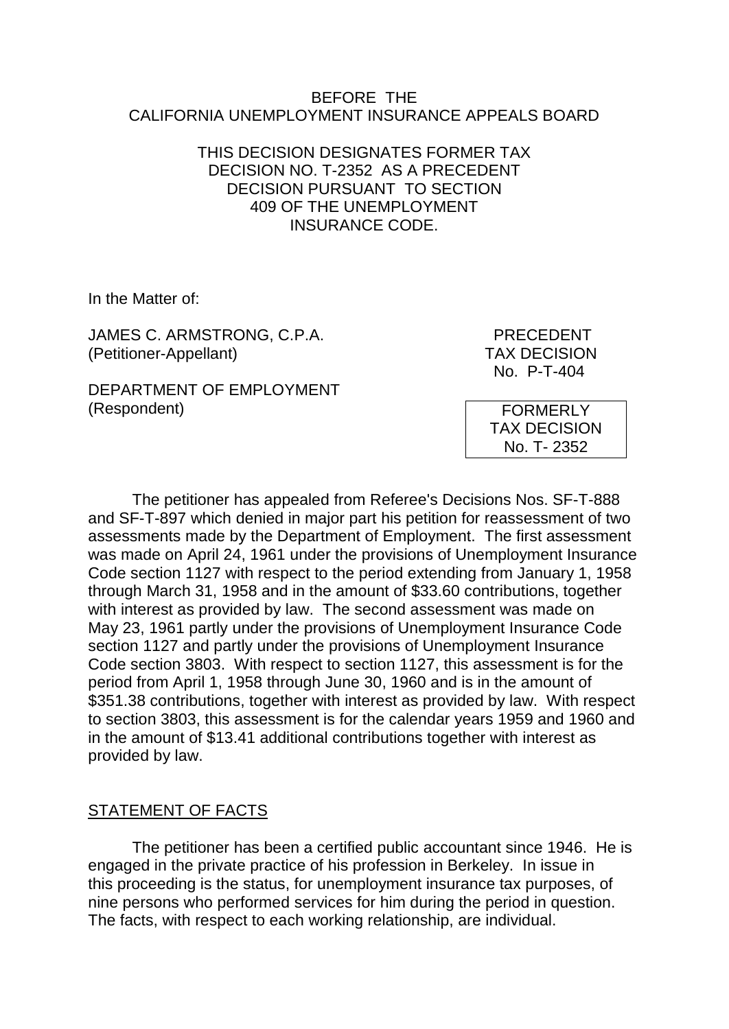BEFORE THE
CALIFORNIA UNEMPLOYMENT INSURANCE APPEALS BOARD

THIS DECISION DESIGNATES FORMER TAX DECISION NO. T-2352 AS A PRECEDENT DECISION PURSUANT TO SECTION 409 OF THE UNEMPLOYMENT INSURANCE CODE.

In the Matter of:

JAMES C. ARMSTRONG, C.P.A.
(Petitioner-Appellant)

DEPARTMENT OF EMPLOYMENT
(Respondent)

PRECEDENT
TAX DECISION
No. P-T-404

FORMERLY
TAX DECISION
No. T- 2352

The petitioner has appealed from Referee's Decisions Nos. SF-T-888 and SF-T-897 which denied in major part his petition for reassessment of two assessments made by the Department of Employment. The first assessment was made on April 24, 1961 under the provisions of Unemployment Insurance Code section 1127 with respect to the period extending from January 1, 1958 through March 31, 1958 and in the amount of $33.60 contributions, together with interest as provided by law. The second assessment was made on May 23, 1961 partly under the provisions of Unemployment Insurance Code section 1127 and partly under the provisions of Unemployment Insurance Code section 3803. With respect to section 1127, this assessment is for the period from April 1, 1958 through June 30, 1960 and is in the amount of $351.38 contributions, together with interest as provided by law. With respect to section 3803, this assessment is for the calendar years 1959 and 1960 and in the amount of $13.41 additional contributions together with interest as provided by law.

## STATEMENT OF FACTS

The petitioner has been a certified public accountant since 1946. He is engaged in the private practice of his profession in Berkeley. In issue in this proceeding is the status, for unemployment insurance tax purposes, of nine persons who performed services for him during the period in question. The facts, with respect to each working relationship, are individual.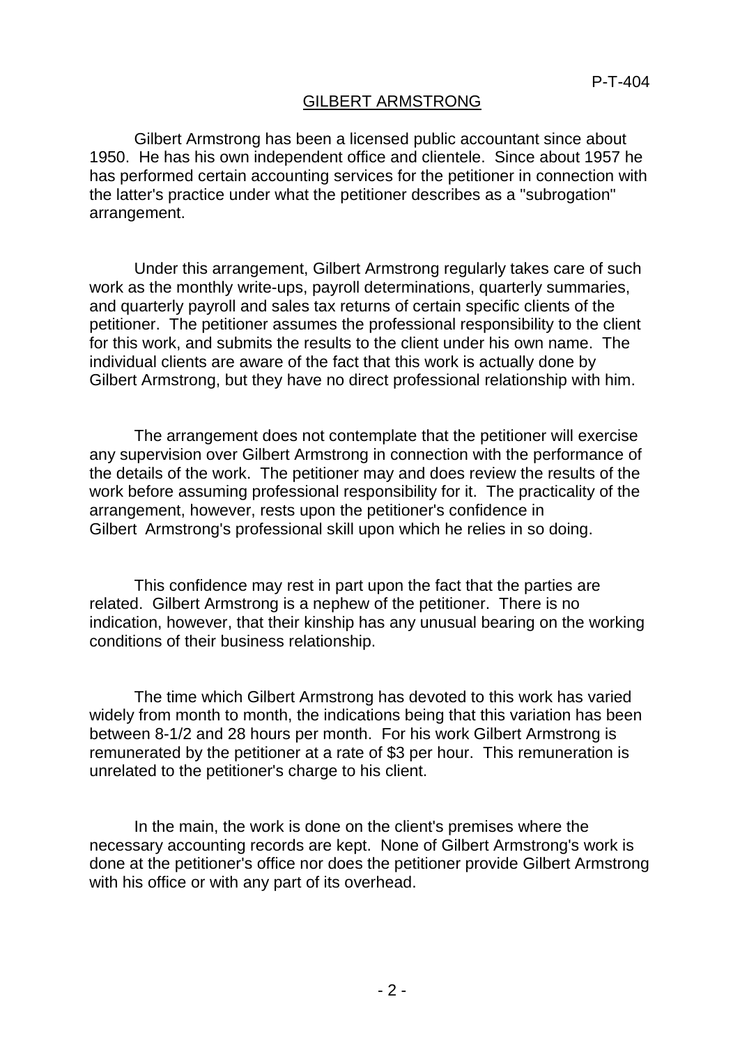## GILBERT ARMSTRONG

Gilbert Armstrong has been a licensed public accountant since about 1950. He has his own independent office and clientele. Since about 1957 he has performed certain accounting services for the petitioner in connection with the latter's practice under what the petitioner describes as a "subrogation" arrangement.

Under this arrangement, Gilbert Armstrong regularly takes care of such work as the monthly write-ups, payroll determinations, quarterly summaries, and quarterly payroll and sales tax returns of certain specific clients of the petitioner. The petitioner assumes the professional responsibility to the client for this work, and submits the results to the client under his own name. The individual clients are aware of the fact that this work is actually done by Gilbert Armstrong, but they have no direct professional relationship with him.

The arrangement does not contemplate that the petitioner will exercise any supervision over Gilbert Armstrong in connection with the performance of the details of the work. The petitioner may and does review the results of the work before assuming professional responsibility for it. The practicality of the arrangement, however, rests upon the petitioner's confidence in Gilbert Armstrong's professional skill upon which he relies in so doing.

This confidence may rest in part upon the fact that the parties are related. Gilbert Armstrong is a nephew of the petitioner. There is no indication, however, that their kinship has any unusual bearing on the working conditions of their business relationship.

The time which Gilbert Armstrong has devoted to this work has varied widely from month to month, the indications being that this variation has been between 8-1/2 and 28 hours per month. For his work Gilbert Armstrong is remunerated by the petitioner at a rate of $3 per hour. This remuneration is unrelated to the petitioner's charge to his client.

In the main, the work is done on the client's premises where the necessary accounting records are kept. None of Gilbert Armstrong's work is done at the petitioner's office nor does the petitioner provide Gilbert Armstrong with his office or with any part of its overhead.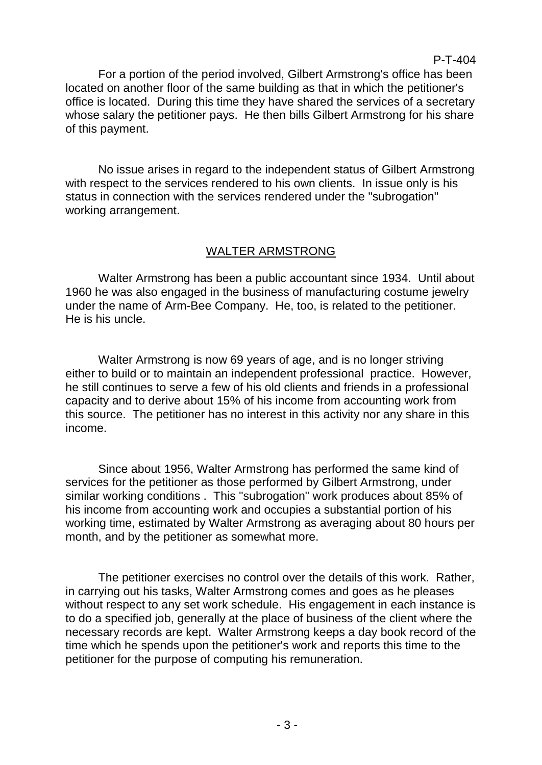For a portion of the period involved, Gilbert Armstrong's office has been located on another floor of the same building as that in which the petitioner's office is located. During this time they have shared the services of a secretary whose salary the petitioner pays. He then bills Gilbert Armstrong for his share of this payment.

No issue arises in regard to the independent status of Gilbert Armstrong with respect to the services rendered to his own clients. In issue only is his status in connection with the services rendered under the "subrogation" working arrangement.

## WALTER ARMSTRONG

Walter Armstrong has been a public accountant since 1934. Until about 1960 he was also engaged in the business of manufacturing costume jewelry under the name of Arm-Bee Company. He, too, is related to the petitioner. He is his uncle.

Walter Armstrong is now 69 years of age, and is no longer striving either to build or to maintain an independent professional practice. However, he still continues to serve a few of his old clients and friends in a professional capacity and to derive about 15% of his income from accounting work from this source. The petitioner has no interest in this activity nor any share in this income.

Since about 1956, Walter Armstrong has performed the same kind of services for the petitioner as those performed by Gilbert Armstrong, under similar working conditions . This "subrogation" work produces about 85% of his income from accounting work and occupies a substantial portion of his working time, estimated by Walter Armstrong as averaging about 80 hours per month, and by the petitioner as somewhat more.

The petitioner exercises no control over the details of this work. Rather, in carrying out his tasks, Walter Armstrong comes and goes as he pleases without respect to any set work schedule. His engagement in each instance is to do a specified job, generally at the place of business of the client where the necessary records are kept. Walter Armstrong keeps a day book record of the time which he spends upon the petitioner's work and reports this time to the petitioner for the purpose of computing his remuneration.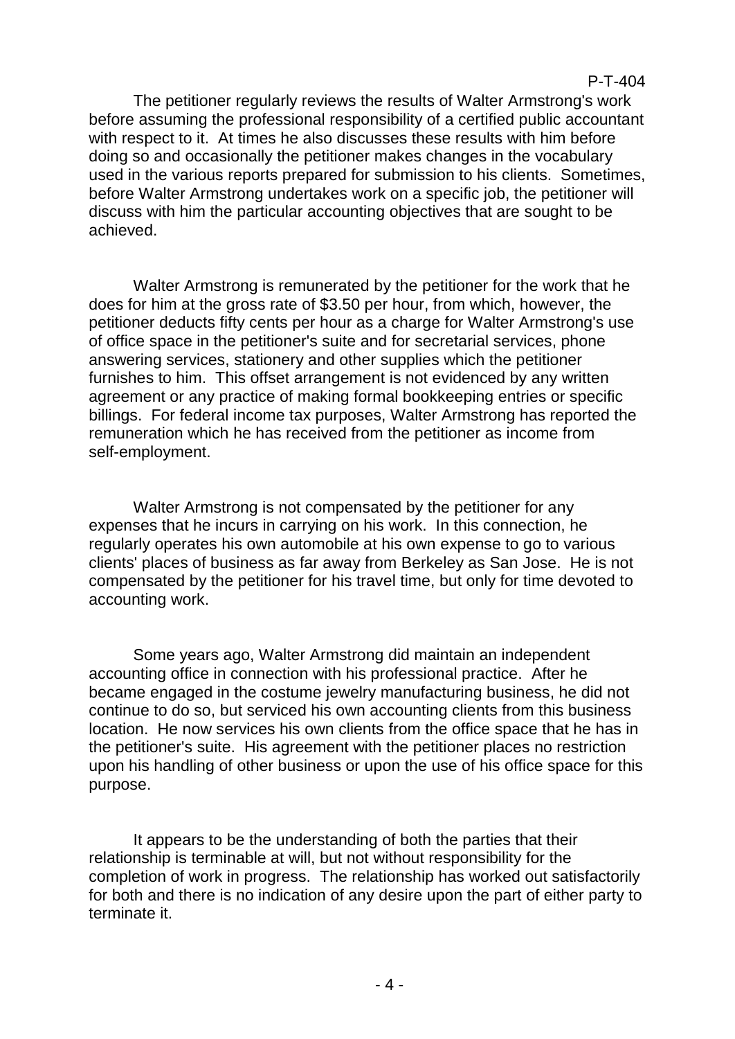The petitioner regularly reviews the results of Walter Armstrong's work before assuming the professional responsibility of a certified public accountant with respect to it. At times he also discusses these results with him before doing so and occasionally the petitioner makes changes in the vocabulary used in the various reports prepared for submission to his clients. Sometimes, before Walter Armstrong undertakes work on a specific job, the petitioner will discuss with him the particular accounting objectives that are sought to be achieved.

Walter Armstrong is remunerated by the petitioner for the work that he does for him at the gross rate of $3.50 per hour, from which, however, the petitioner deducts fifty cents per hour as a charge for Walter Armstrong's use of office space in the petitioner's suite and for secretarial services, phone answering services, stationery and other supplies which the petitioner furnishes to him. This offset arrangement is not evidenced by any written agreement or any practice of making formal bookkeeping entries or specific billings. For federal income tax purposes, Walter Armstrong has reported the remuneration which he has received from the petitioner as income from self-employment.

Walter Armstrong is not compensated by the petitioner for any expenses that he incurs in carrying on his work. In this connection, he regularly operates his own automobile at his own expense to go to various clients' places of business as far away from Berkeley as San Jose. He is not compensated by the petitioner for his travel time, but only for time devoted to accounting work.

Some years ago, Walter Armstrong did maintain an independent accounting office in connection with his professional practice. After he became engaged in the costume jewelry manufacturing business, he did not continue to do so, but serviced his own accounting clients from this business location. He now services his own clients from the office space that he has in the petitioner's suite. His agreement with the petitioner places no restriction upon his handling of other business or upon the use of his office space for this purpose.

It appears to be the understanding of both the parties that their relationship is terminable at will, but not without responsibility for the completion of work in progress. The relationship has worked out satisfactorily for both and there is no indication of any desire upon the part of either party to terminate it.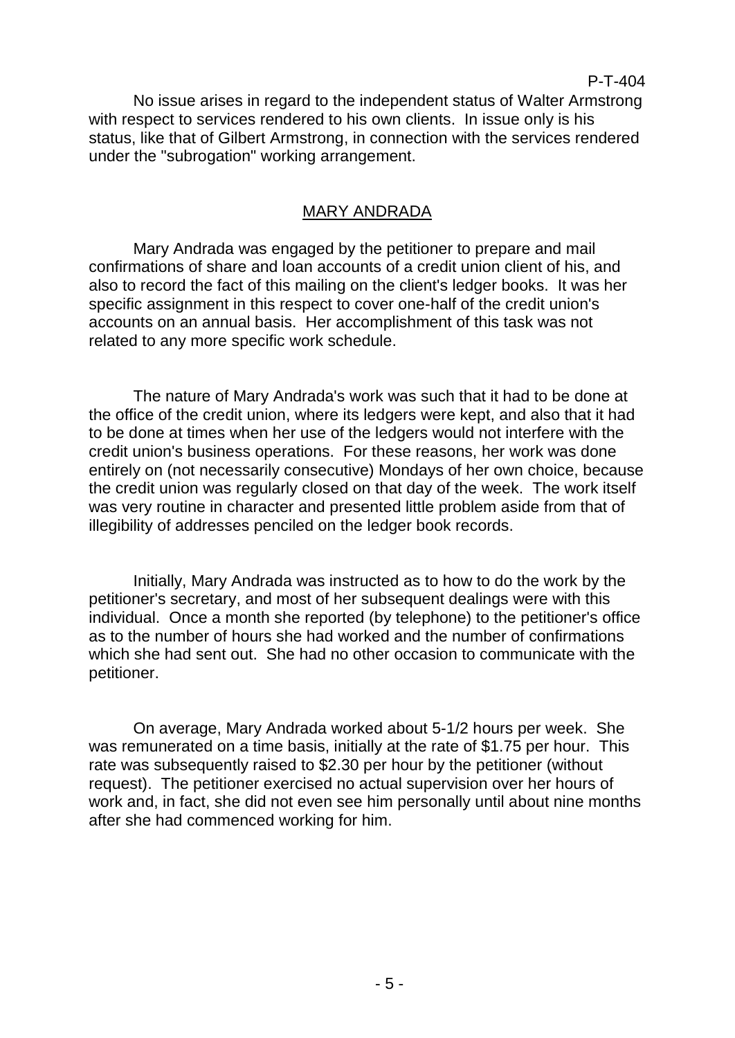No issue arises in regard to the independent status of Walter Armstrong with respect to services rendered to his own clients. In issue only is his status, like that of Gilbert Armstrong, in connection with the services rendered under the "subrogation" working arrangement.

## MARY ANDRADA

Mary Andrada was engaged by the petitioner to prepare and mail confirmations of share and loan accounts of a credit union client of his, and also to record the fact of this mailing on the client's ledger books. It was her specific assignment in this respect to cover one-half of the credit union's accounts on an annual basis. Her accomplishment of this task was not related to any more specific work schedule.

The nature of Mary Andrada's work was such that it had to be done at the office of the credit union, where its ledgers were kept, and also that it had to be done at times when her use of the ledgers would not interfere with the credit union's business operations. For these reasons, her work was done entirely on (not necessarily consecutive) Mondays of her own choice, because the credit union was regularly closed on that day of the week. The work itself was very routine in character and presented little problem aside from that of illegibility of addresses penciled on the ledger book records.

Initially, Mary Andrada was instructed as to how to do the work by the petitioner's secretary, and most of her subsequent dealings were with this individual. Once a month she reported (by telephone) to the petitioner's office as to the number of hours she had worked and the number of confirmations which she had sent out. She had no other occasion to communicate with the petitioner.

On average, Mary Andrada worked about 5-1/2 hours per week. She was remunerated on a time basis, initially at the rate of $1.75 per hour. This rate was subsequently raised to $2.30 per hour by the petitioner (without request). The petitioner exercised no actual supervision over her hours of work and, in fact, she did not even see him personally until about nine months after she had commenced working for him.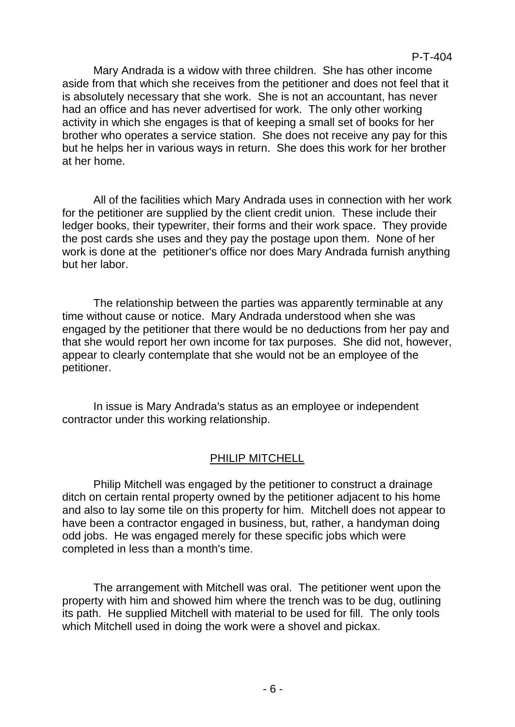Mary Andrada is a widow with three children. She has other income aside from that which she receives from the petitioner and does not feel that it is absolutely necessary that she work. She is not an accountant, has never had an office and has never advertised for work. The only other working activity in which she engages is that of keeping a small set of books for her brother who operates a service station. She does not receive any pay for this but he helps her in various ways in return. She does this work for her brother at her home.

All of the facilities which Mary Andrada uses in connection with her work for the petitioner are supplied by the client credit union. These include their ledger books, their typewriter, their forms and their work space. They provide the post cards she uses and they pay the postage upon them. None of her work is done at the petitioner's office nor does Mary Andrada furnish anything but her labor.

The relationship between the parties was apparently terminable at any time without cause or notice. Mary Andrada understood when she was engaged by the petitioner that there would be no deductions from her pay and that she would report her own income for tax purposes. She did not, however, appear to clearly contemplate that she would not be an employee of the petitioner.

In issue is Mary Andrada's status as an employee or independent contractor under this working relationship.

## PHILIP MITCHELL

Philip Mitchell was engaged by the petitioner to construct a drainage ditch on certain rental property owned by the petitioner adjacent to his home and also to lay some tile on this property for him. Mitchell does not appear to have been a contractor engaged in business, but, rather, a handyman doing odd jobs. He was engaged merely for these specific jobs which were completed in less than a month's time.

The arrangement with Mitchell was oral. The petitioner went upon the property with him and showed him where the trench was to be dug, outlining its path. He supplied Mitchell with material to be used for fill. The only tools which Mitchell used in doing the work were a shovel and pickax.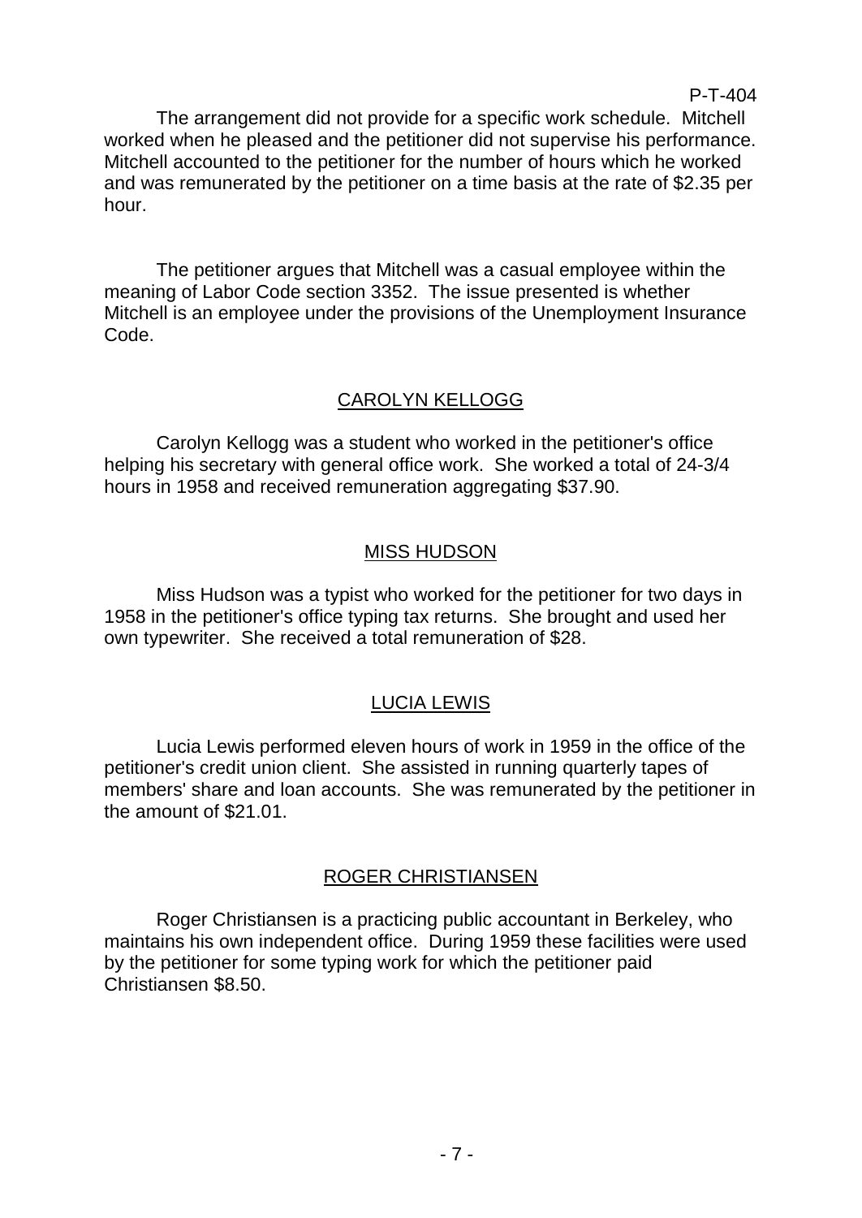The arrangement did not provide for a specific work schedule. Mitchell worked when he pleased and the petitioner did not supervise his performance. Mitchell accounted to the petitioner for the number of hours which he worked and was remunerated by the petitioner on a time basis at the rate of $2.35 per hour.

The petitioner argues that Mitchell was a casual employee within the meaning of Labor Code section 3352. The issue presented is whether Mitchell is an employee under the provisions of the Unemployment Insurance Code.

## CAROLYN KELLOGG

Carolyn Kellogg was a student who worked in the petitioner's office helping his secretary with general office work. She worked a total of 24-3/4 hours in 1958 and received remuneration aggregating $37.90.

## MISS HUDSON

Miss Hudson was a typist who worked for the petitioner for two days in 1958 in the petitioner's office typing tax returns. She brought and used her own typewriter. She received a total remuneration of $28.

## LUCIA LEWIS

Lucia Lewis performed eleven hours of work in 1959 in the office of the petitioner's credit union client. She assisted in running quarterly tapes of members' share and loan accounts. She was remunerated by the petitioner in the amount of $21.01.

## ROGER CHRISTIANSEN

Roger Christiansen is a practicing public accountant in Berkeley, who maintains his own independent office. During 1959 these facilities were used by the petitioner for some typing work for which the petitioner paid Christiansen $8.50.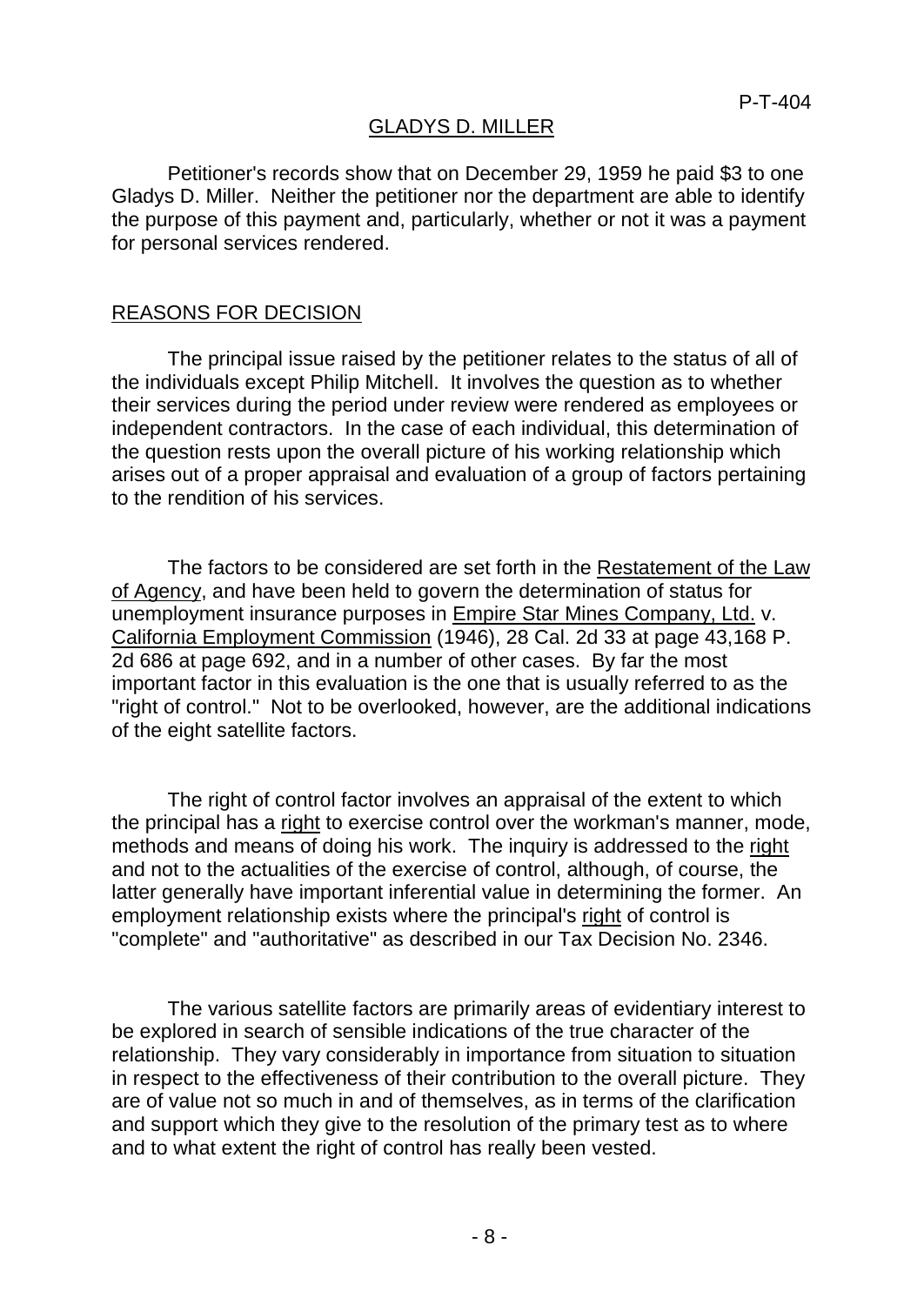GLADYS D. MILLER

Petitioner's records show that on December 29, 1959 he paid $3 to one Gladys D. Miller. Neither the petitioner nor the department are able to identify the purpose of this payment and, particularly, whether or not it was a payment for personal services rendered.

## REASONS FOR DECISION

The principal issue raised by the petitioner relates to the status of all of the individuals except Philip Mitchell. It involves the question as to whether their services during the period under review were rendered as employees or independent contractors. In the case of each individual, this determination of the question rests upon the overall picture of his working relationship which arises out of a proper appraisal and evaluation of a group of factors pertaining to the rendition of his services.

The factors to be considered are set forth in the Restatement of the Law of Agency, and have been held to govern the determination of status for unemployment insurance purposes in Empire Star Mines Company, Ltd. v. California Employment Commission (1946), 28 Cal. 2d 33 at page 43,168 P. 2d 686 at page 692, and in a number of other cases. By far the most important factor in this evaluation is the one that is usually referred to as the "right of control." Not to be overlooked, however, are the additional indications of the eight satellite factors.

The right of control factor involves an appraisal of the extent to which the principal has a right to exercise control over the workman's manner, mode, methods and means of doing his work. The inquiry is addressed to the right and not to the actualities of the exercise of control, although, of course, the latter generally have important inferential value in determining the former. An employment relationship exists where the principal's right of control is "complete" and "authoritative" as described in our Tax Decision No. 2346.

The various satellite factors are primarily areas of evidentiary interest to be explored in search of sensible indications of the true character of the relationship. They vary considerably in importance from situation to situation in respect to the effectiveness of their contribution to the overall picture. They are of value not so much in and of themselves, as in terms of the clarification and support which they give to the resolution of the primary test as to where and to what extent the right of control has really been vested.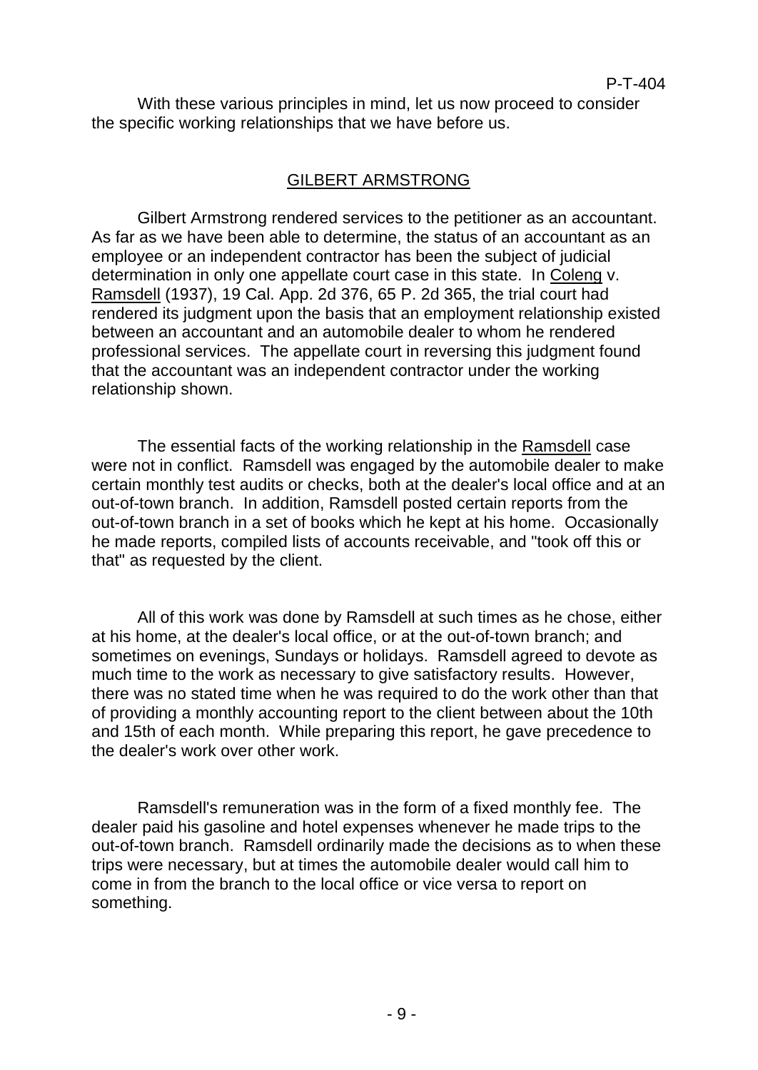With these various principles in mind, let us now proceed to consider the specific working relationships that we have before us.

## GILBERT ARMSTRONG

Gilbert Armstrong rendered services to the petitioner as an accountant. As far as we have been able to determine, the status of an accountant as an employee or an independent contractor has been the subject of judicial determination in only one appellate court case in this state. In Coleng v. Ramsdell (1937), 19 Cal. App. 2d 376, 65 P. 2d 365, the trial court had rendered its judgment upon the basis that an employment relationship existed between an accountant and an automobile dealer to whom he rendered professional services. The appellate court in reversing this judgment found that the accountant was an independent contractor under the working relationship shown.

The essential facts of the working relationship in the Ramsdell case were not in conflict. Ramsdell was engaged by the automobile dealer to make certain monthly test audits or checks, both at the dealer's local office and at an out-of-town branch. In addition, Ramsdell posted certain reports from the out-of-town branch in a set of books which he kept at his home. Occasionally he made reports, compiled lists of accounts receivable, and "took off this or that" as requested by the client.

All of this work was done by Ramsdell at such times as he chose, either at his home, at the dealer's local office, or at the out-of-town branch; and sometimes on evenings, Sundays or holidays. Ramsdell agreed to devote as much time to the work as necessary to give satisfactory results. However, there was no stated time when he was required to do the work other than that of providing a monthly accounting report to the client between about the 10th and 15th of each month. While preparing this report, he gave precedence to the dealer's work over other work.

Ramsdell's remuneration was in the form of a fixed monthly fee. The dealer paid his gasoline and hotel expenses whenever he made trips to the out-of-town branch. Ramsdell ordinarily made the decisions as to when these trips were necessary, but at times the automobile dealer would call him to come in from the branch to the local office or vice versa to report on something.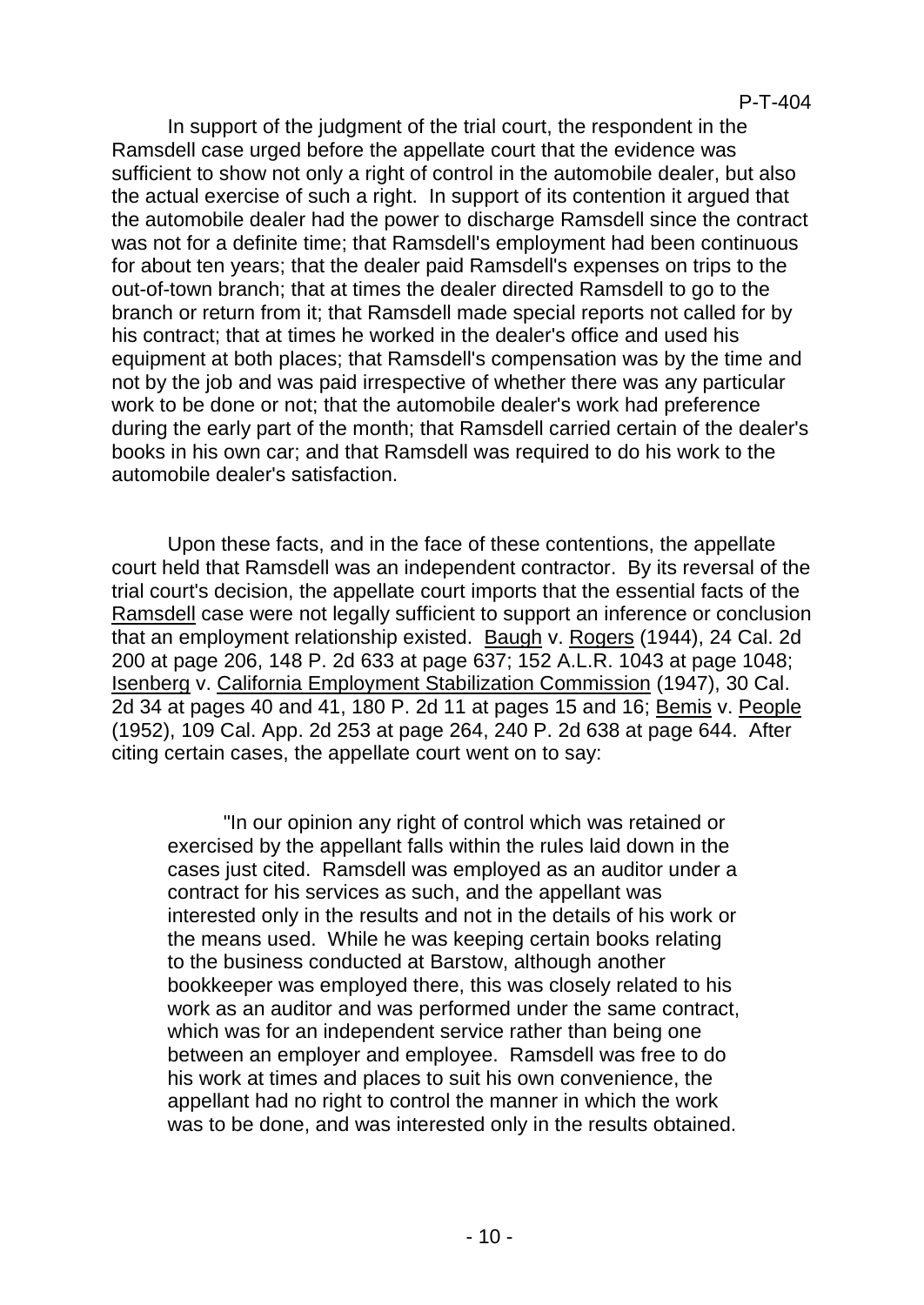In support of the judgment of the trial court, the respondent in the Ramsdell case urged before the appellate court that the evidence was sufficient to show not only a right of control in the automobile dealer, but also the actual exercise of such a right. In support of its contention it argued that the automobile dealer had the power to discharge Ramsdell since the contract was not for a definite time; that Ramsdell's employment had been continuous for about ten years; that the dealer paid Ramsdell's expenses on trips to the out-of-town branch; that at times the dealer directed Ramsdell to go to the branch or return from it; that Ramsdell made special reports not called for by his contract; that at times he worked in the dealer's office and used his equipment at both places; that Ramsdell's compensation was by the time and not by the job and was paid irrespective of whether there was any particular work to be done or not; that the automobile dealer's work had preference during the early part of the month; that Ramsdell carried certain of the dealer's books in his own car; and that Ramsdell was required to do his work to the automobile dealer's satisfaction.

Upon these facts, and in the face of these contentions, the appellate court held that Ramsdell was an independent contractor. By its reversal of the trial court's decision, the appellate court imports that the essential facts of the Ramsdell case were not legally sufficient to support an inference or conclusion that an employment relationship existed. Baugh v. Rogers (1944), 24 Cal. 2d 200 at page 206, 148 P. 2d 633 at page 637; 152 A.L.R. 1043 at page 1048; Isenberg v. California Employment Stabilization Commission (1947), 30 Cal. 2d 34 at pages 40 and 41, 180 P. 2d 11 at pages 15 and 16; Bemis v. People (1952), 109 Cal. App. 2d 253 at page 264, 240 P. 2d 638 at page 644. After citing certain cases, the appellate court went on to say:

> "In our opinion any right of control which was retained or exercised by the appellant falls within the rules laid down in the cases just cited. Ramsdell was employed as an auditor under a contract for his services as such, and the appellant was interested only in the results and not in the details of his work or the means used. While he was keeping certain books relating to the business conducted at Barstow, although another bookkeeper was employed there, this was closely related to his work as an auditor and was performed under the same contract, which was for an independent service rather than being one between an employer and employee. Ramsdell was free to do his work at times and places to suit his own convenience, the appellant had no right to control the manner in which the work was to be done, and was interested only in the results obtained.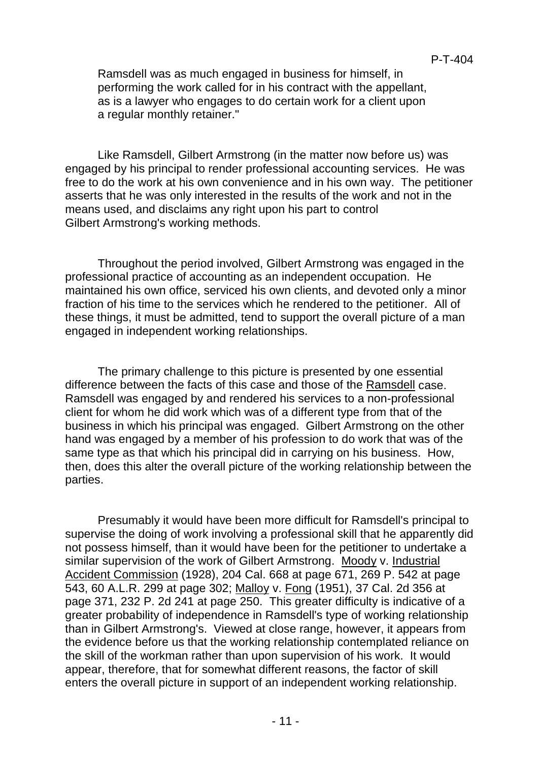Ramsdell was as much engaged in business for himself, in performing the work called for in his contract with the appellant, as is a lawyer who engages to do certain work for a client upon a regular monthly retainer."

Like Ramsdell, Gilbert Armstrong (in the matter now before us) was engaged by his principal to render professional accounting services. He was free to do the work at his own convenience and in his own way. The petitioner asserts that he was only interested in the results of the work and not in the means used, and disclaims any right upon his part to control Gilbert Armstrong's working methods.

Throughout the period involved, Gilbert Armstrong was engaged in the professional practice of accounting as an independent occupation. He maintained his own office, serviced his own clients, and devoted only a minor fraction of his time to the services which he rendered to the petitioner. All of these things, it must be admitted, tend to support the overall picture of a man engaged in independent working relationships.

The primary challenge to this picture is presented by one essential difference between the facts of this case and those of the Ramsdell case. Ramsdell was engaged by and rendered his services to a non-professional client for whom he did work which was of a different type from that of the business in which his principal was engaged. Gilbert Armstrong on the other hand was engaged by a member of his profession to do work that was of the same type as that which his principal did in carrying on his business. How, then, does this alter the overall picture of the working relationship between the parties.

Presumably it would have been more difficult for Ramsdell's principal to supervise the doing of work involving a professional skill that he apparently did not possess himself, than it would have been for the petitioner to undertake a similar supervision of the work of Gilbert Armstrong. Moody v. Industrial Accident Commission (1928), 204 Cal. 668 at page 671, 269 P. 542 at page 543, 60 A.L.R. 299 at page 302; Malloy v. Fong (1951), 37 Cal. 2d 356 at page 371, 232 P. 2d 241 at page 250. This greater difficulty is indicative of a greater probability of independence in Ramsdell's type of working relationship than in Gilbert Armstrong's. Viewed at close range, however, it appears from the evidence before us that the working relationship contemplated reliance on the skill of the workman rather than upon supervision of his work. It would appear, therefore, that for somewhat different reasons, the factor of skill enters the overall picture in support of an independent working relationship.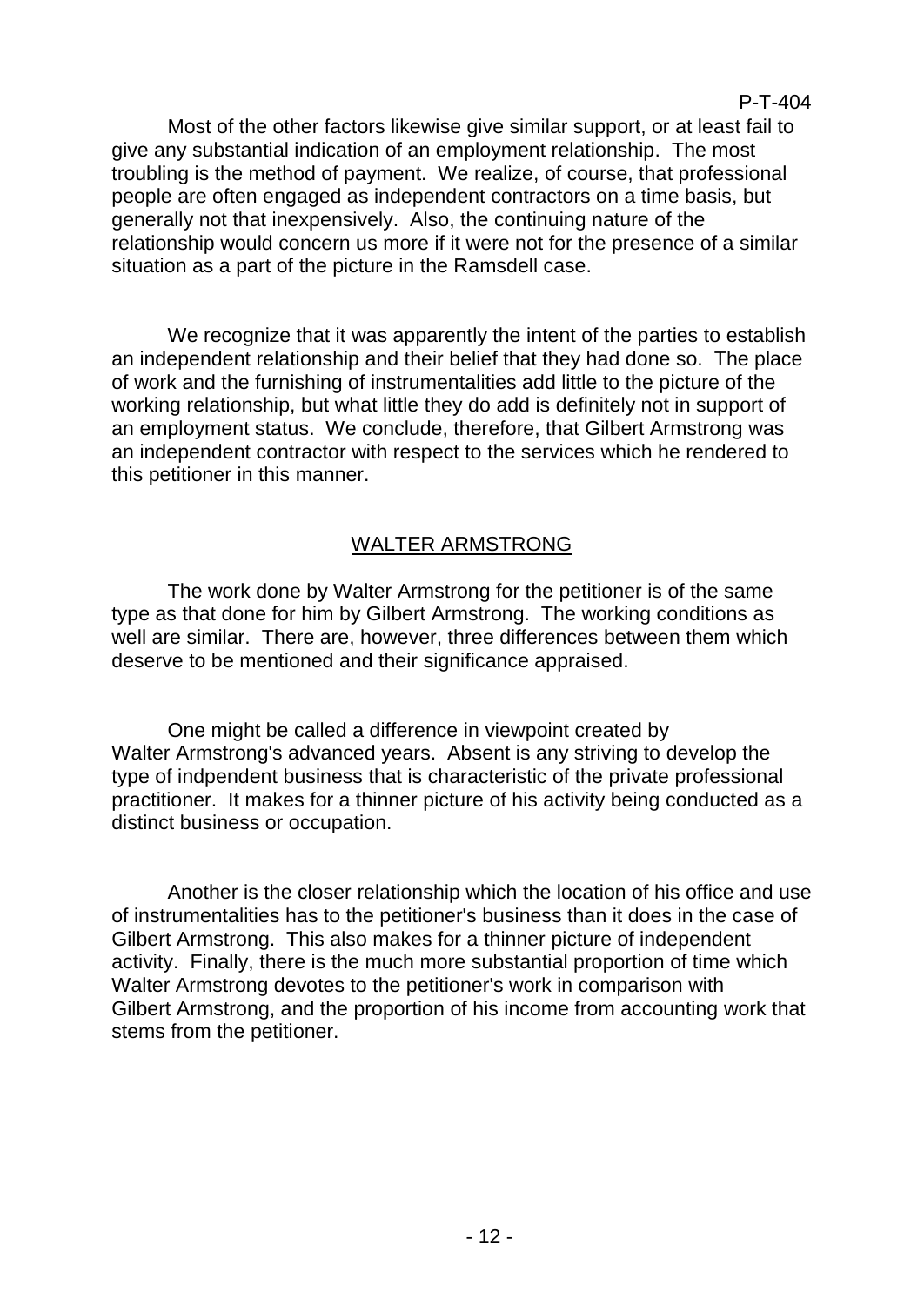Most of the other factors likewise give similar support, or at least fail to give any substantial indication of an employment relationship. The most troubling is the method of payment. We realize, of course, that professional people are often engaged as independent contractors on a time basis, but generally not that inexpensively. Also, the continuing nature of the relationship would concern us more if it were not for the presence of a similar situation as a part of the picture in the Ramsdell case.

We recognize that it was apparently the intent of the parties to establish an independent relationship and their belief that they had done so. The place of work and the furnishing of instrumentalities add little to the picture of the working relationship, but what little they do add is definitely not in support of an employment status. We conclude, therefore, that Gilbert Armstrong was an independent contractor with respect to the services which he rendered to this petitioner in this manner.

## WALTER ARMSTRONG

The work done by Walter Armstrong for the petitioner is of the same type as that done for him by Gilbert Armstrong. The working conditions as well are similar. There are, however, three differences between them which deserve to be mentioned and their significance appraised.

One might be called a difference in viewpoint created by Walter Armstrong's advanced years. Absent is any striving to develop the type of indpendent business that is characteristic of the private professional practitioner. It makes for a thinner picture of his activity being conducted as a distinct business or occupation.

Another is the closer relationship which the location of his office and use of instrumentalities has to the petitioner's business than it does in the case of Gilbert Armstrong. This also makes for a thinner picture of independent activity. Finally, there is the much more substantial proportion of time which Walter Armstrong devotes to the petitioner's work in comparison with Gilbert Armstrong, and the proportion of his income from accounting work that stems from the petitioner.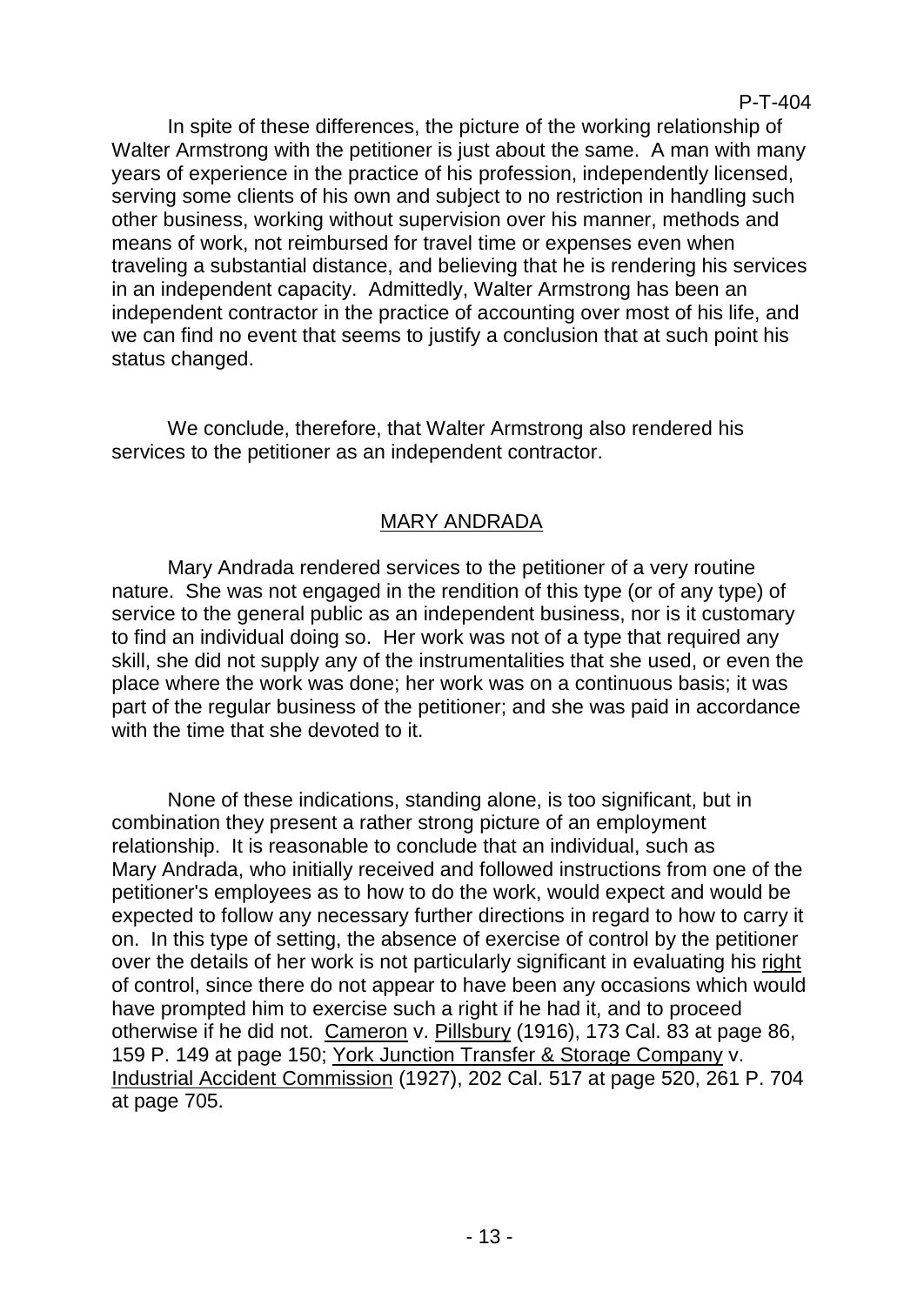In spite of these differences, the picture of the working relationship of Walter Armstrong with the petitioner is just about the same. A man with many years of experience in the practice of his profession, independently licensed, serving some clients of his own and subject to no restriction in handling such other business, working without supervision over his manner, methods and means of work, not reimbursed for travel time or expenses even when traveling a substantial distance, and believing that he is rendering his services in an independent capacity. Admittedly, Walter Armstrong has been an independent contractor in the practice of accounting over most of his life, and we can find no event that seems to justify a conclusion that at such point his status changed.

We conclude, therefore, that Walter Armstrong also rendered his services to the petitioner as an independent contractor.

## MARY ANDRADA

Mary Andrada rendered services to the petitioner of a very routine nature. She was not engaged in the rendition of this type (or of any type) of service to the general public as an independent business, nor is it customary to find an individual doing so. Her work was not of a type that required any skill, she did not supply any of the instrumentalities that she used, or even the place where the work was done; her work was on a continuous basis; it was part of the regular business of the petitioner; and she was paid in accordance with the time that she devoted to it.

None of these indications, standing alone, is too significant, but in combination they present a rather strong picture of an employment relationship. It is reasonable to conclude that an individual, such as Mary Andrada, who initially received and followed instructions from one of the petitioner's employees as to how to do the work, would expect and would be expected to follow any necessary further directions in regard to how to carry it on. In this type of setting, the absence of exercise of control by the petitioner over the details of her work is not particularly significant in evaluating his <u>right</u> of control, since there do not appear to have been any occasions which would have prompted him to exercise such a right if he had it, and to proceed otherwise if he did not. <u>Cameron</u> v. <u>Pillsbury</u> (1916), 173 Cal. 83 at page 86, 159 P. 149 at page 150; <u>York Junction Transfer & Storage Company</u> v. <u>Industrial Accident Commission</u> (1927), 202 Cal. 517 at page 520, 261 P. 704 at page 705.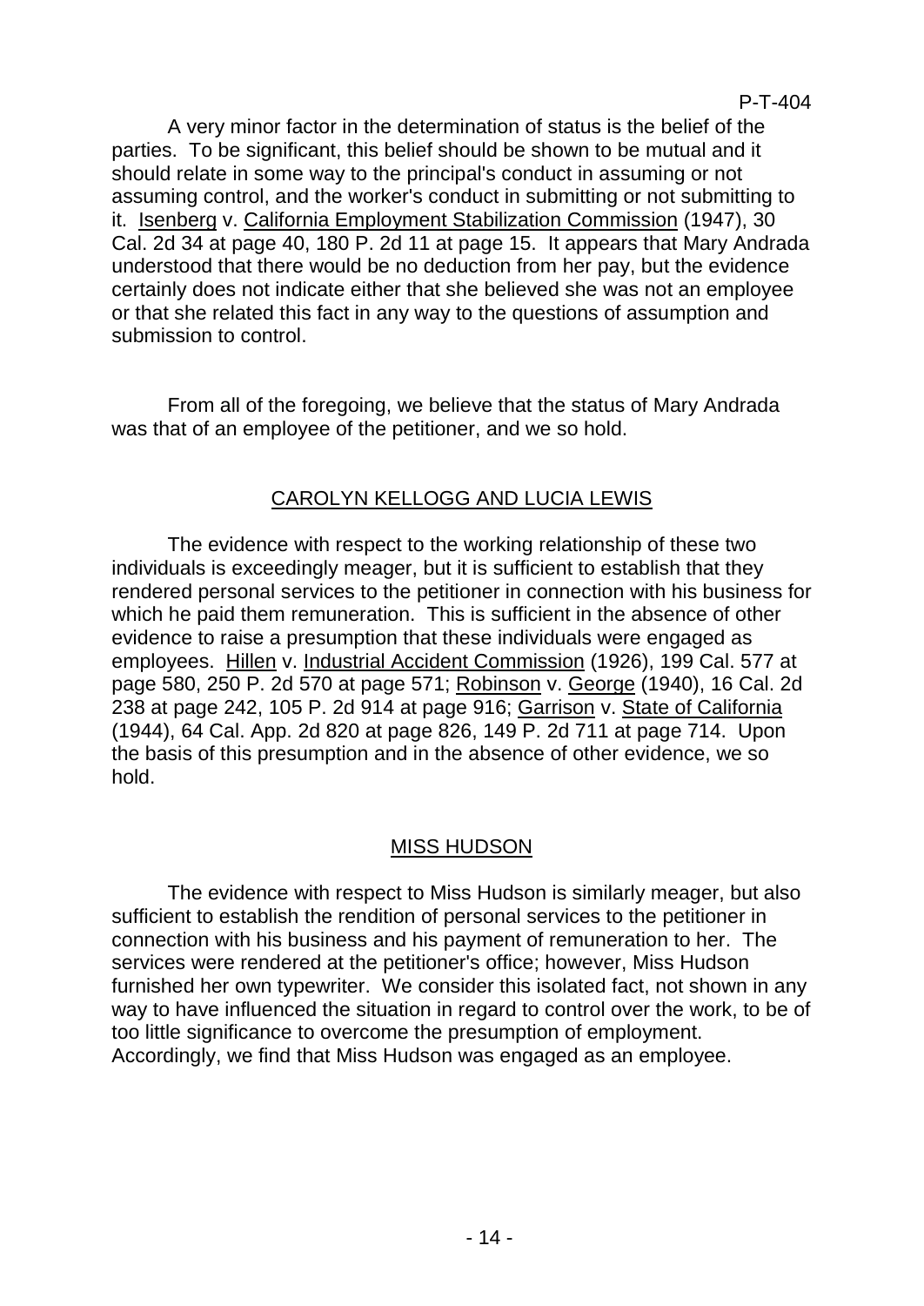A very minor factor in the determination of status is the belief of the parties. To be significant, this belief should be shown to be mutual and it should relate in some way to the principal's conduct in assuming or not assuming control, and the worker's conduct in submitting or not submitting to it. Isenberg v. California Employment Stabilization Commission (1947), 30 Cal. 2d 34 at page 40, 180 P. 2d 11 at page 15. It appears that Mary Andrada understood that there would be no deduction from her pay, but the evidence certainly does not indicate either that she believed she was not an employee or that she related this fact in any way to the questions of assumption and submission to control.

From all of the foregoing, we believe that the status of Mary Andrada was that of an employee of the petitioner, and we so hold.

## CAROLYN KELLOGG AND LUCIA LEWIS

The evidence with respect to the working relationship of these two individuals is exceedingly meager, but it is sufficient to establish that they rendered personal services to the petitioner in connection with his business for which he paid them remuneration. This is sufficient in the absence of other evidence to raise a presumption that these individuals were engaged as employees. Hillen v. Industrial Accident Commission (1926), 199 Cal. 577 at page 580, 250 P. 2d 570 at page 571; Robinson v. George (1940), 16 Cal. 2d 238 at page 242, 105 P. 2d 914 at page 916; Garrison v. State of California (1944), 64 Cal. App. 2d 820 at page 826, 149 P. 2d 711 at page 714. Upon the basis of this presumption and in the absence of other evidence, we so hold.

## MISS HUDSON

The evidence with respect to Miss Hudson is similarly meager, but also sufficient to establish the rendition of personal services to the petitioner in connection with his business and his payment of remuneration to her. The services were rendered at the petitioner's office; however, Miss Hudson furnished her own typewriter. We consider this isolated fact, not shown in any way to have influenced the situation in regard to control over the work, to be of too little significance to overcome the presumption of employment. Accordingly, we find that Miss Hudson was engaged as an employee.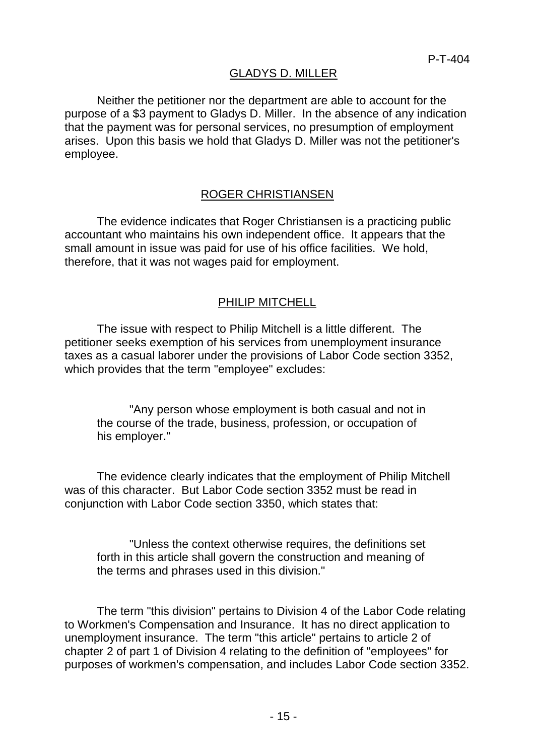## GLADYS D. MILLER

Neither the petitioner nor the department are able to account for the purpose of a $3 payment to Gladys D. Miller. In the absence of any indication that the payment was for personal services, no presumption of employment arises. Upon this basis we hold that Gladys D. Miller was not the petitioner's employee.

## ROGER CHRISTIANSEN

The evidence indicates that Roger Christiansen is a practicing public accountant who maintains his own independent office. It appears that the small amount in issue was paid for use of his office facilities. We hold, therefore, that it was not wages paid for employment.

## PHILIP MITCHELL

The issue with respect to Philip Mitchell is a little different. The petitioner seeks exemption of his services from unemployment insurance taxes as a casual laborer under the provisions of Labor Code section 3352, which provides that the term "employee" excludes:

> "Any person whose employment is both casual and not in the course of the trade, business, profession, or occupation of his employer."

The evidence clearly indicates that the employment of Philip Mitchell was of this character. But Labor Code section 3352 must be read in conjunction with Labor Code section 3350, which states that:

> "Unless the context otherwise requires, the definitions set forth in this article shall govern the construction and meaning of the terms and phrases used in this division."

The term "this division" pertains to Division 4 of the Labor Code relating to Workmen's Compensation and Insurance. It has no direct application to unemployment insurance. The term "this article" pertains to article 2 of chapter 2 of part 1 of Division 4 relating to the definition of "employees" for purposes of workmen's compensation, and includes Labor Code section 3352.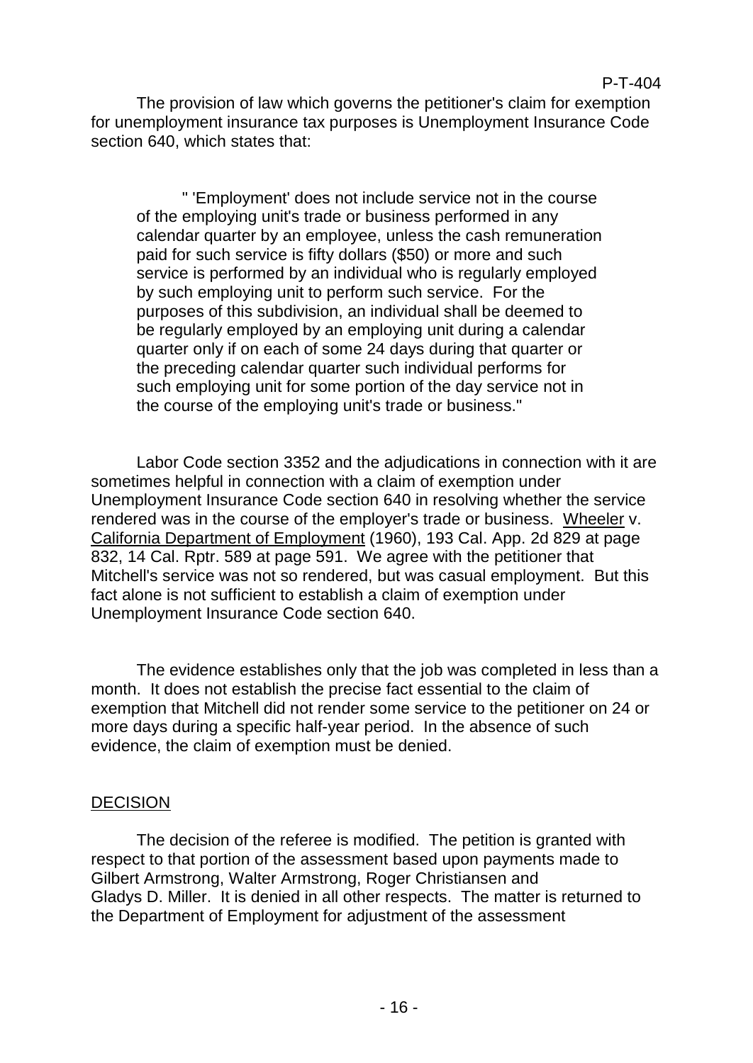The provision of law which governs the petitioner's claim for exemption for unemployment insurance tax purposes is Unemployment Insurance Code section 640, which states that:

> " 'Employment' does not include service not in the course of the employing unit's trade or business performed in any calendar quarter by an employee, unless the cash remuneration paid for such service is fifty dollars ($50) or more and such service is performed by an individual who is regularly employed by such employing unit to perform such service. For the purposes of this subdivision, an individual shall be deemed to be regularly employed by an employing unit during a calendar quarter only if on each of some 24 days during that quarter or the preceding calendar quarter such individual performs for such employing unit for some portion of the day service not in the course of the employing unit's trade or business."

Labor Code section 3352 and the adjudications in connection with it are sometimes helpful in connection with a claim of exemption under Unemployment Insurance Code section 640 in resolving whether the service rendered was in the course of the employer's trade or business. Wheeler v. California Department of Employment (1960), 193 Cal. App. 2d 829 at page 832, 14 Cal. Rptr. 589 at page 591. We agree with the petitioner that Mitchell's service was not so rendered, but was casual employment. But this fact alone is not sufficient to establish a claim of exemption under Unemployment Insurance Code section 640.

The evidence establishes only that the job was completed in less than a month. It does not establish the precise fact essential to the claim of exemption that Mitchell did not render some service to the petitioner on 24 or more days during a specific half-year period. In the absence of such evidence, the claim of exemption must be denied.

## DECISION

The decision of the referee is modified. The petition is granted with respect to that portion of the assessment based upon payments made to Gilbert Armstrong, Walter Armstrong, Roger Christiansen and Gladys D. Miller. It is denied in all other respects. The matter is returned to the Department of Employment for adjustment of the assessment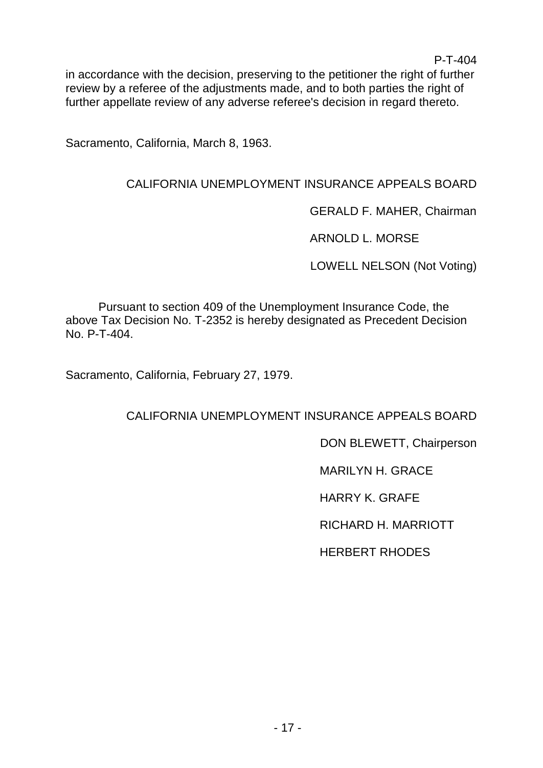in accordance with the decision, preserving to the petitioner the right of further review by a referee of the adjustments made, and to both parties the right of further appellate review of any adverse referee's decision in regard thereto.

Sacramento, California, March 8, 1963.

CALIFORNIA UNEMPLOYMENT INSURANCE APPEALS BOARD

GERALD F. MAHER, Chairman

ARNOLD L. MORSE

LOWELL NELSON (Not Voting)

Pursuant to section 409 of the Unemployment Insurance Code, the above Tax Decision No. T-2352 is hereby designated as Precedent Decision No. P-T-404.

Sacramento, California, February 27, 1979.

CALIFORNIA UNEMPLOYMENT INSURANCE APPEALS BOARD

DON BLEWETT, Chairperson

MARILYN H. GRACE

HARRY K. GRAFE

RICHARD H. MARRIOTT

HERBERT RHODES